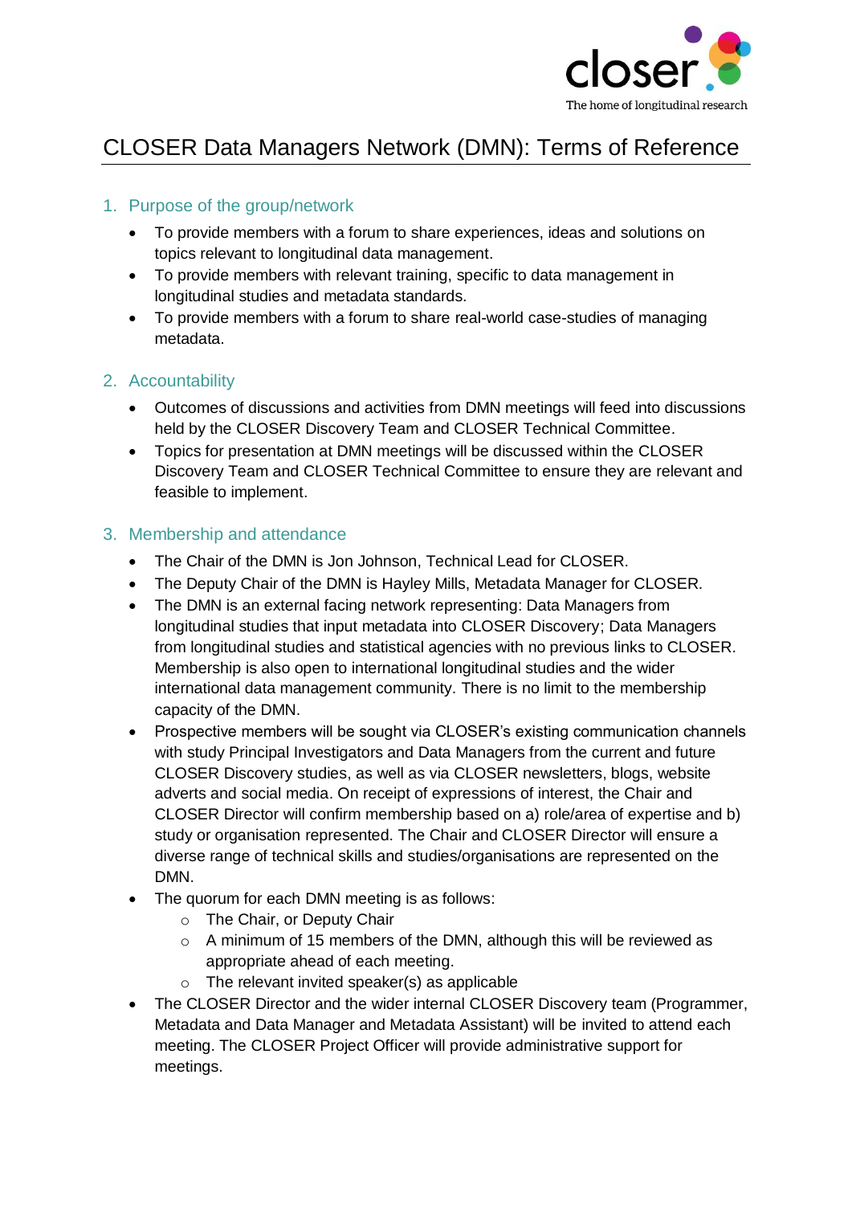# CLOSER Data Managers Network (DMN): Terms of Reference

## 1. Purpose of the group/network

- To provide members with a forum to share experiences, ideas and solutions on topics relevant to longitudinal data management.
- To provide members with relevant training, specific to data management in longitudinal studies and metadata standards.
- To provide members with a forum to share real-world case-studies of managing metadata.

## 2. Accountability

- Outcomes of discussions and activities from DMN meetings will feed into discussions held by the CLOSER Discovery Team and CLOSER Technical Committee.
- Topics for presentation at DMN meetings will be discussed within the CLOSER Discovery Team and CLOSER Technical Committee to ensure they are relevant and feasible to implement.

## 3. Membership and attendance

- The Chair of the DMN is Jon Johnson, Technical Lead for CLOSER.
- The Deputy Chair of the DMN is Hayley Mills, Metadata Manager for CLOSER.
- The DMN is an external facing network representing: Data Managers from longitudinal studies that input metadata into CLOSER Discovery; Data Managers from longitudinal studies and statistical agencies with no previous links to CLOSER. Membership is also open to international longitudinal studies and the wider international data management community. There is no limit to the membership capacity of the DMN.
- Prospective members will be sought via CLOSER's existing communication channels with study Principal Investigators and Data Managers from the current and future CLOSER Discovery studies, as well as via CLOSER newsletters, blogs, website adverts and social media. On receipt of expressions of interest, the Chair and CLOSER Director will confirm membership based on a) role/area of expertise and b) study or organisation represented. The Chair and CLOSER Director will ensure a diverse range of technical skills and studies/organisations are represented on the DMN.
- The quorum for each DMN meeting is as follows:
  - The Chair, or Deputy Chair
  - A minimum of 15 members of the DMN, although this will be reviewed as appropriate ahead of each meeting.
  - The relevant invited speaker(s) as applicable
- The CLOSER Director and the wider internal CLOSER Discovery team (Programmer, Metadata and Data Manager and Metadata Assistant) will be invited to attend each meeting. The CLOSER Project Officer will provide administrative support for meetings.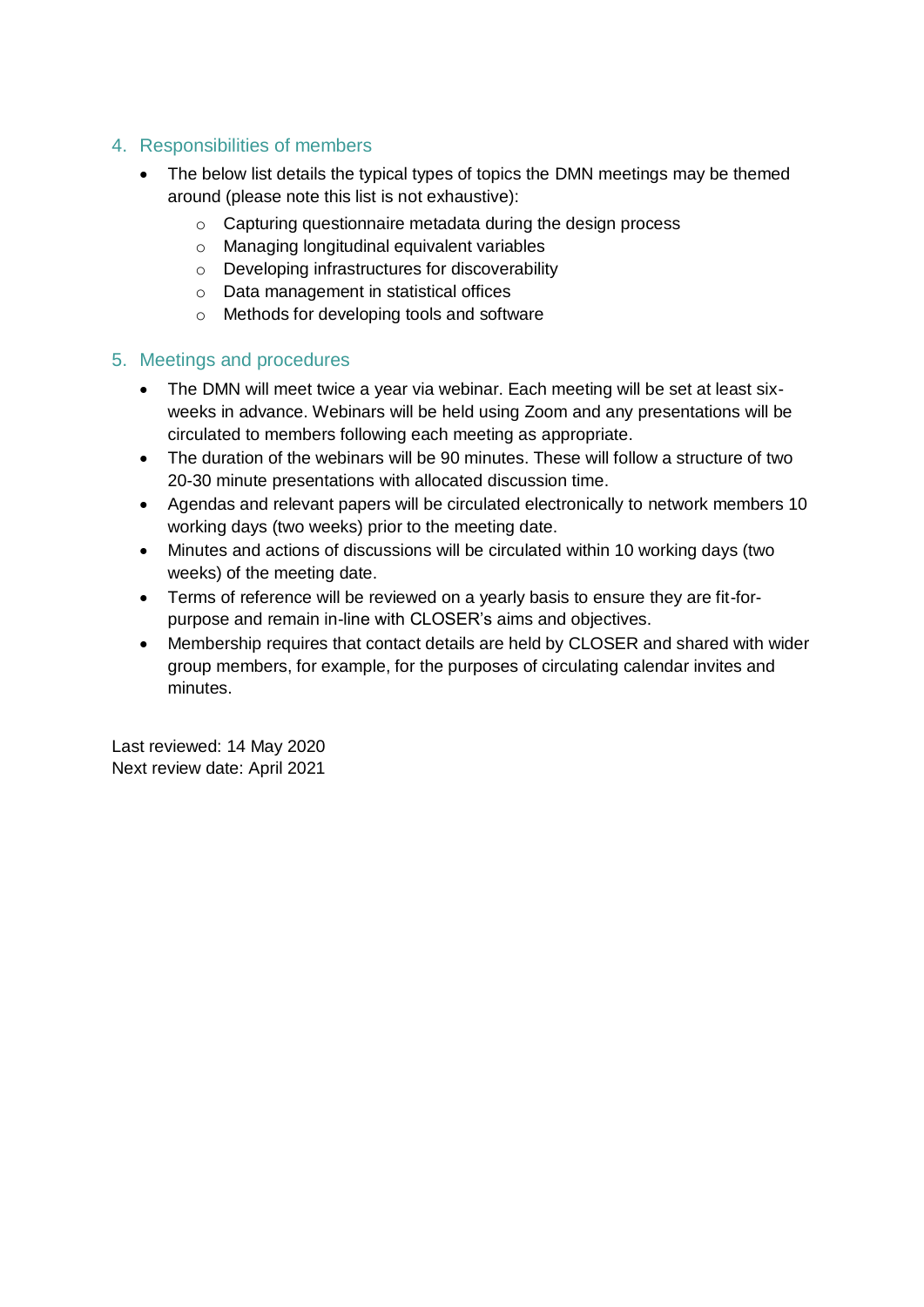## 4. Responsibilities of members

- The below list details the typical types of topics the DMN meetings may be themed around (please note this list is not exhaustive):
  - Capturing questionnaire metadata during the design process
  - Managing longitudinal equivalent variables
  - Developing infrastructures for discoverability
  - Data management in statistical offices
  - Methods for developing tools and software

## 5. Meetings and procedures

- The DMN will meet twice a year via webinar. Each meeting will be set at least six-weeks in advance. Webinars will be held using Zoom and any presentations will be circulated to members following each meeting as appropriate.
- The duration of the webinars will be 90 minutes. These will follow a structure of two 20-30 minute presentations with allocated discussion time.
- Agendas and relevant papers will be circulated electronically to network members 10 working days (two weeks) prior to the meeting date.
- Minutes and actions of discussions will be circulated within 10 working days (two weeks) of the meeting date.
- Terms of reference will be reviewed on a yearly basis to ensure they are fit-for-purpose and remain in-line with CLOSER's aims and objectives.
- Membership requires that contact details are held by CLOSER and shared with wider group members, for example, for the purposes of circulating calendar invites and minutes.

Last reviewed: 14 May 2020
Next review date: April 2021